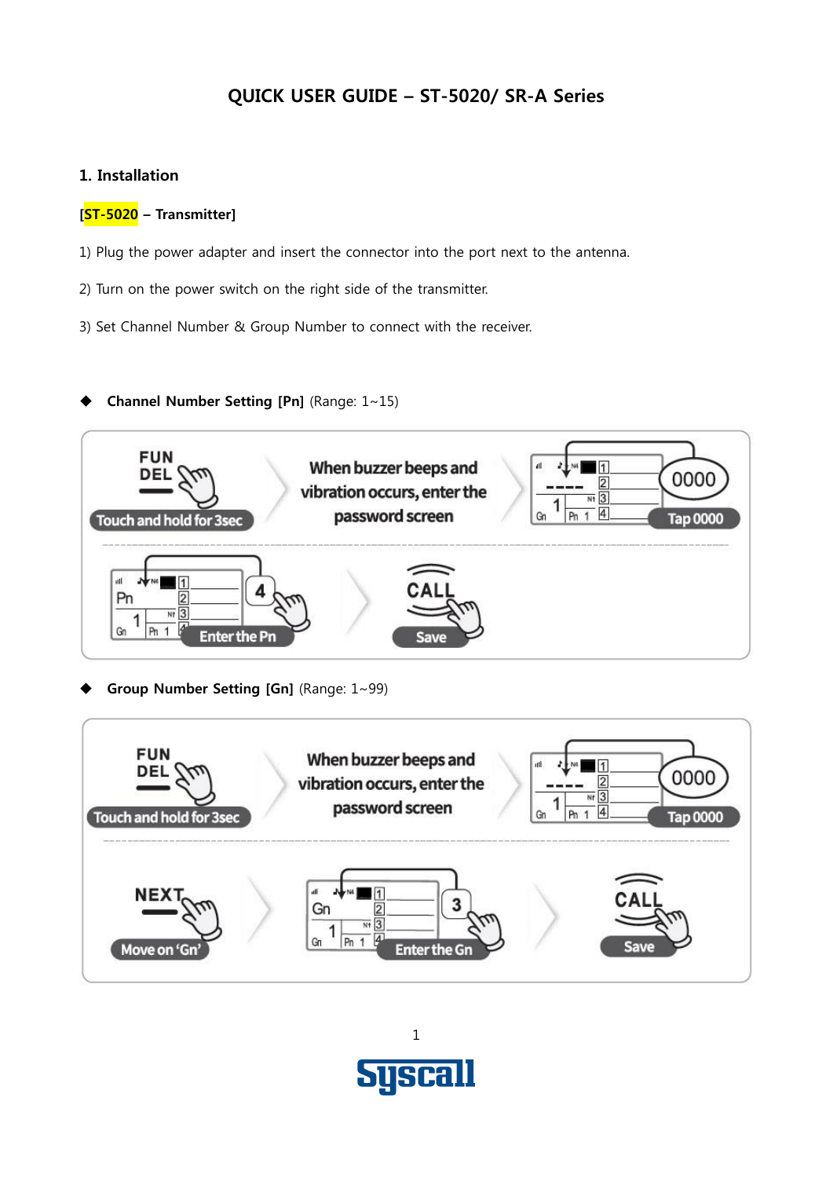## QUICK USER GUIDE – ST-5020/ SR-A Series

### 1. Installation

**[ST-5020 – Transmitter]**

1) Plug the power adapter and insert the connector into the port next to the antenna.

2) Turn on the power switch on the right side of the transmitter.

3) Set Channel Number & Group Number to connect with the receiver.

◆ **Channel Number Setting [Pn]** (Range: 1~15)

FUN DEL — Touch and hold for 3sec → When buzzer beeps and vibration occurs, enter the password screen → Tap 0000

Enter the Pn → CALL — Save

◆ **Group Number Setting [Gn]** (Range: 1~99)

FUN DEL — Touch and hold for 3sec → When buzzer beeps and vibration occurs, enter the password screen → Tap 0000

NEXT — Move on 'Gn' → Enter the Gn → CALL — Save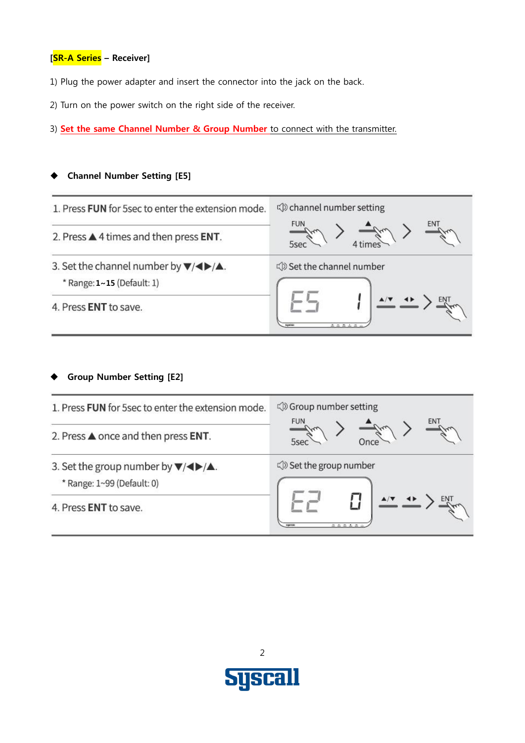**[SR-A Series – Receiver]**

1) Plug the power adapter and insert the connector into the jack on the back.

2) Turn on the power switch on the right side of the receiver.

3) **Set the same Channel Number & Group Number** to connect with the transmitter.

◆ **Channel Number Setting [E5]**

| | |
|---|---|
| 1. Press **FUN** for 5sec to enter the extension mode. | channel number setting<br>FUN 5sec > ▲ 4 times > ENT |
| 2. Press ▲ 4 times and then press **ENT**. | |
| 3. Set the channel number by ▼/◀▶/▲.<br>* Range: **1~15** (Default: 1) | Set the channel number<br>E5 1 ▲/▼ ◀▶ > ENT |
| 4. Press **ENT** to save. | |

◆ **Group Number Setting [E2]**

| | |
|---|---|
| 1. Press **FUN** for 5sec to enter the extension mode. | Group number setting<br>FUN 5sec > ▲ Once > ENT |
| 2. Press ▲ once and then press **ENT**. | |
| 3. Set the group number by ▼/◀▶/▲.<br>* Range: 1~99 (Default: 0) | Set the group number<br>E2 0 ▲/▼ ◀▶ > ENT |
| 4. Press **ENT** to save. | |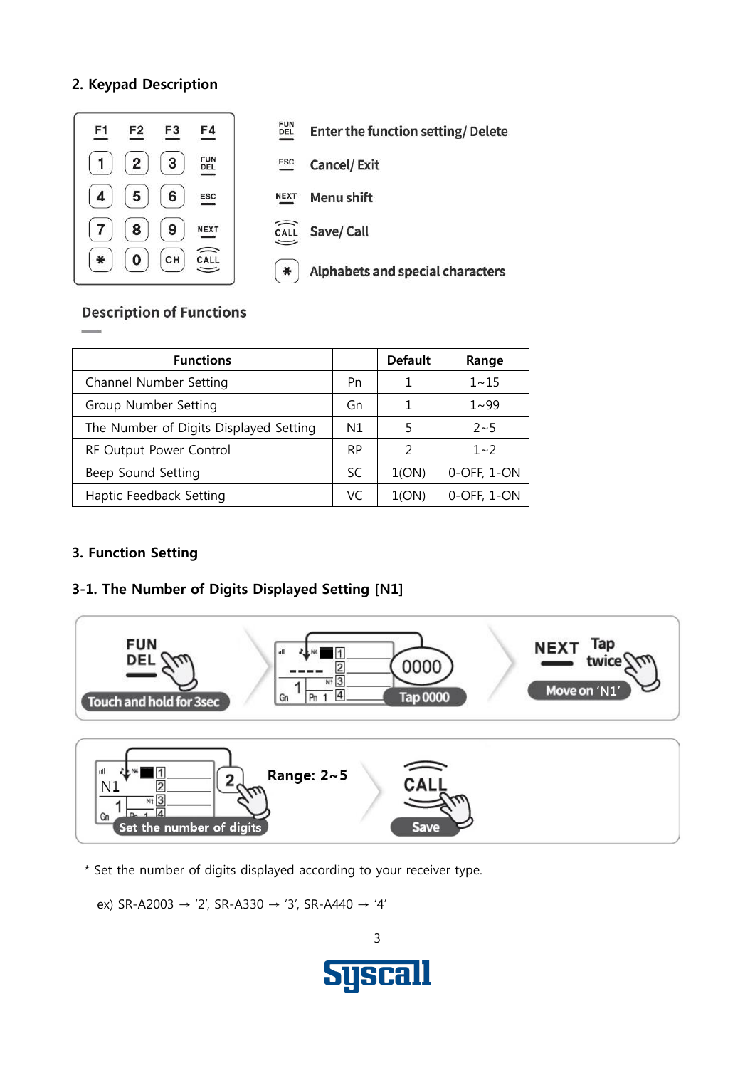## 2. Keypad Description

| Key | Description |
|---|---|
| FUN DEL | Enter the function setting/ Delete |
| ESC | Cancel/ Exit |
| NEXT | Menu shift |
| CALL | Save/ Call |
| * | Alphabets and special characters |

### Description of Functions

| Functions | | Default | Range |
|---|---|---|---|
| Channel Number Setting | Pn | 1 | 1~15 |
| Group Number Setting | Gn | 1 | 1~99 |
| The Number of Digits Displayed Setting | N1 | 5 | 2~5 |
| RF Output Power Control | RP | 2 | 1~2 |
| Beep Sound Setting | SC | 1(ON) | 0-OFF, 1-ON |
| Haptic Feedback Setting | VC | 1(ON) | 0-OFF, 1-ON |

## 3. Function Setting

### 3-1. The Number of Digits Displayed Setting [N1]

FUN DEL — Touch and hold for 3sec → Tap 0000 → NEXT Tap twice — Move on 'N1'

2 — Set the number of digits (Range: 2~5) → CALL — Save

* Set the number of digits displayed according to your receiver type.

ex) SR-A2003 → '2', SR-A330 → '3', SR-A440 → '4'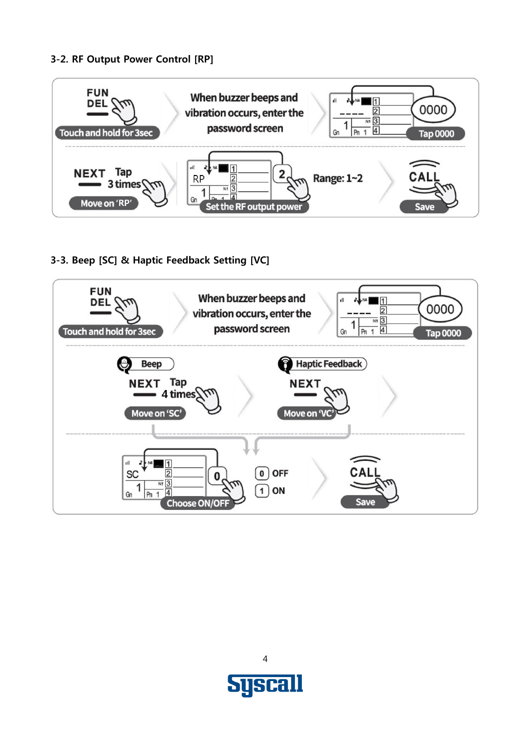### 3-2. RF Output Power Control [RP]

FUN
DEL

Touch and hold for 3sec

When buzzer beeps and vibration occurs, enter the password screen

0000

Tap 0000

NEXT Tap 3 times

Move on 'RP'

RP

2

Set the RF output power

Range: 1~2

CALL

Save

### 3-3. Beep [SC] & Haptic Feedback Setting [VC]

FUN
DEL

Touch and hold for 3sec

When buzzer beeps and vibration occurs, enter the password screen

0000

Tap 0000

Beep

NEXT Tap 4 times

Move on 'SC'

Haptic Feedback

NEXT

Move on 'VC'

SC

0

Choose ON/OFF

0 OFF

1 ON

CALL

Save